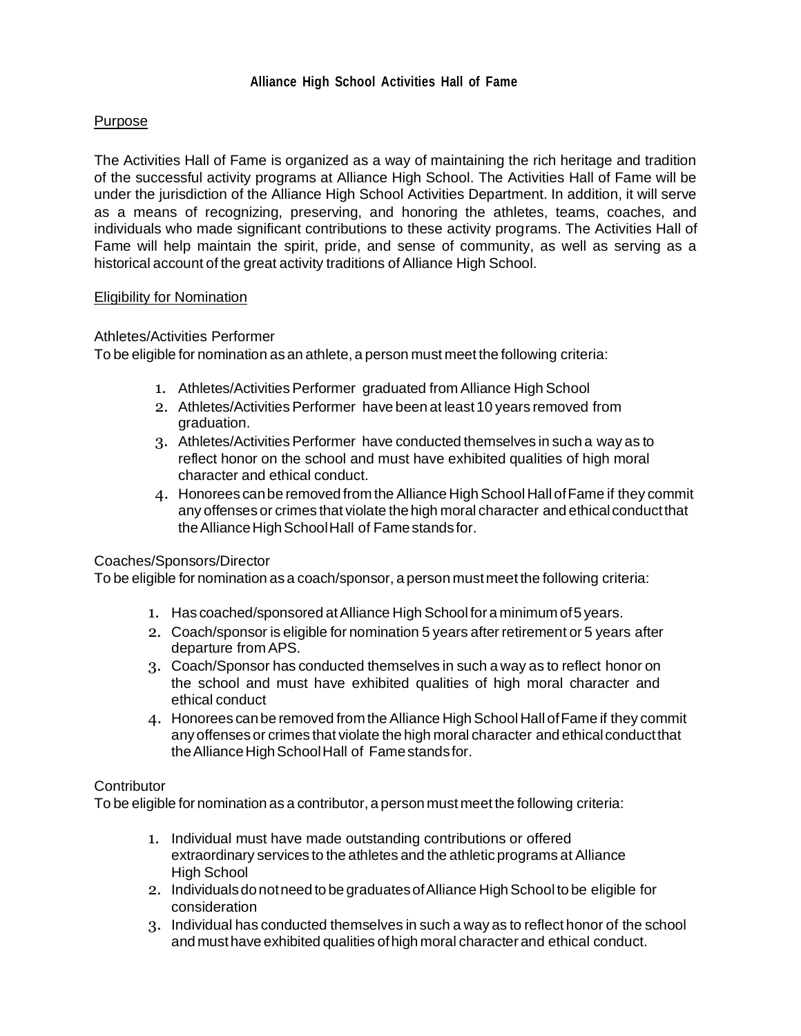# Alliance High School Activities Hall of Fame

## Purpose

The Activities Hall of Fame is organized as a way of maintaining the rich heritage and tradition of the successful activity programs at Alliance High School. The Activities Hall of Fame will be under the jurisdiction of the Alliance High School Activities Department. In addition, it will serve as a means of recognizing, preserving, and honoring the athletes, teams, coaches, and individuals who made significant contributions to these activity programs. The Activities Hall of Fame will help maintain the spirit, pride, and sense of community, as well as serving as a historical account of the great activity traditions of Alliance High School.

## Eligibility for Nomination

### Athletes/Activities Performer

To be eligible for nomination as an athlete, a person must meet the following criteria:

1. Athletes/Activities Performer graduated from Alliance High School
2. Athletes/Activities Performer have been at least 10 years removed from graduation.
3. Athletes/Activities Performer have conducted themselves in such a way as to reflect honor on the school and must have exhibited qualities of high moral character and ethical conduct.
4. Honorees can be removed from the Alliance High School Hall of Fame if they commit any offenses or crimes that violate the high moral character and ethical conduct that the Alliance High School Hall of Fame stands for.

### Coaches/Sponsors/Director

To be eligible for nomination as a coach/sponsor, a person must meet the following criteria:

1. Has coached/sponsored at Alliance High School for a minimum of 5 years.
2. Coach/sponsor is eligible for nomination 5 years after retirement or 5 years after departure from APS.
3. Coach/Sponsor has conducted themselves in such a way as to reflect honor on the school and must have exhibited qualities of high moral character and ethical conduct
4. Honorees can be removed from the Alliance High School Hall of Fame if they commit any offenses or crimes that violate the high moral character and ethical conduct that the Alliance High School Hall of Fame stands for.

### Contributor

To be eligible for nomination as a contributor, a person must meet the following criteria:

1. Individual must have made outstanding contributions or offered extraordinary services to the athletes and the athletic programs at Alliance High School
2. Individuals do not need to be graduates of Alliance High School to be eligible for consideration
3. Individual has conducted themselves in such a way as to reflect honor of the school and must have exhibited qualities of high moral character and ethical conduct.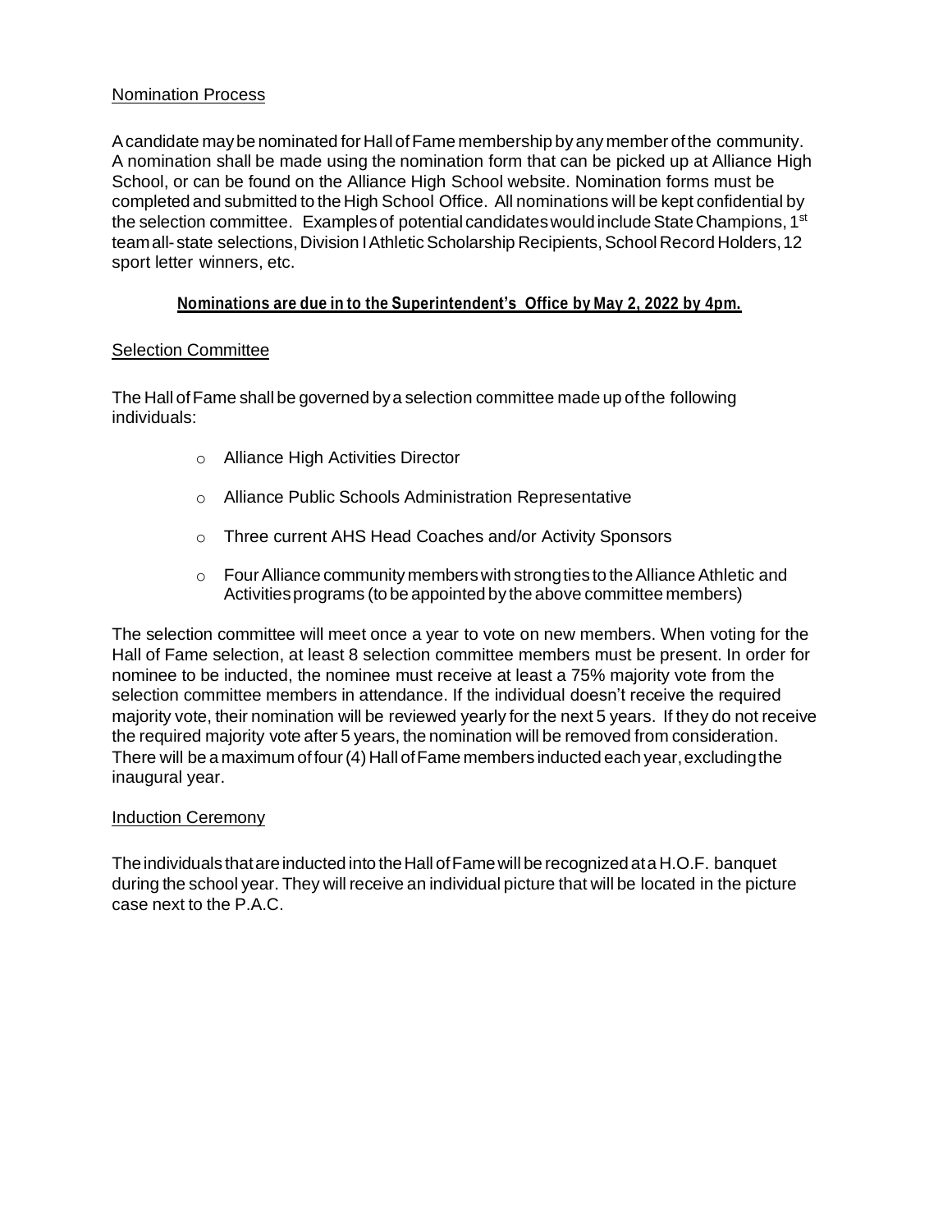## Nomination Process

A candidate may be nominated for Hall of Fame membership by any member of the community. A nomination shall be made using the nomination form that can be picked up at Alliance High School, or can be found on the Alliance High School website. Nomination forms must be completed and submitted to the High School Office. All nominations will be kept confidential by the selection committee. Examples of potential candidates would include State Champions, 1st team all-state selections, Division I Athletic Scholarship Recipients, School Record Holders, 12 sport letter winners, etc.

**Nominations are due in to the Superintendent's Office by May 2, 2022 by 4pm.**

## Selection Committee

The Hall of Fame shall be governed by a selection committee made up of the following individuals:

- Alliance High Activities Director
- Alliance Public Schools Administration Representative
- Three current AHS Head Coaches and/or Activity Sponsors
- Four Alliance community members with strong ties to the Alliance Athletic and Activities programs (to be appointed by the above committee members)

The selection committee will meet once a year to vote on new members. When voting for the Hall of Fame selection, at least 8 selection committee members must be present. In order for nominee to be inducted, the nominee must receive at least a 75% majority vote from the selection committee members in attendance. If the individual doesn't receive the required majority vote, their nomination will be reviewed yearly for the next 5 years. If they do not receive the required majority vote after 5 years, the nomination will be removed from consideration. There will be a maximum of four (4) Hall of Fame members inducted each year, excluding the inaugural year.

## Induction Ceremony

The individuals that are inducted into the Hall of Fame will be recognized at a H.O.F. banquet during the school year. They will receive an individual picture that will be located in the picture case next to the P.A.C.